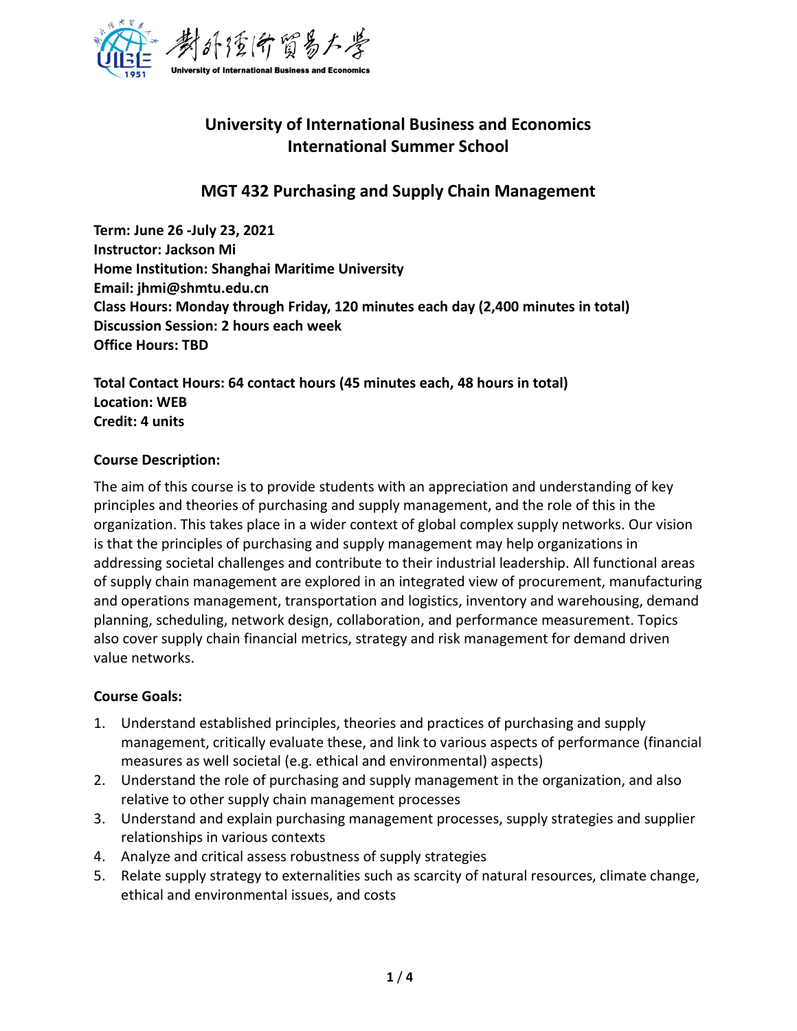# University of International Business and Economics
# International Summer School

## MGT 432 Purchasing and Supply Chain Management

**Term: June 26 -July 23, 2021**
**Instructor: Jackson Mi**
**Home Institution: Shanghai Maritime University**
**Email: jhmi@shmtu.edu.cn**
**Class Hours: Monday through Friday, 120 minutes each day (2,400 minutes in total)**
**Discussion Session: 2 hours each week**
**Office Hours: TBD**

**Total Contact Hours: 64 contact hours (45 minutes each, 48 hours in total)**
**Location: WEB**
**Credit: 4 units**

**Course Description:**

The aim of this course is to provide students with an appreciation and understanding of key principles and theories of purchasing and supply management, and the role of this in the organization. This takes place in a wider context of global complex supply networks. Our vision is that the principles of purchasing and supply management may help organizations in addressing societal challenges and contribute to their industrial leadership. All functional areas of supply chain management are explored in an integrated view of procurement, manufacturing and operations management, transportation and logistics, inventory and warehousing, demand planning, scheduling, network design, collaboration, and performance measurement. Topics also cover supply chain financial metrics, strategy and risk management for demand driven value networks.

**Course Goals:**

1. Understand established principles, theories and practices of purchasing and supply management, critically evaluate these, and link to various aspects of performance (financial measures as well societal (e.g. ethical and environmental) aspects)
2. Understand the role of purchasing and supply management in the organization, and also relative to other supply chain management processes
3. Understand and explain purchasing management processes, supply strategies and supplier relationships in various contexts
4. Analyze and critical assess robustness of supply strategies
5. Relate supply strategy to externalities such as scarcity of natural resources, climate change, ethical and environmental issues, and costs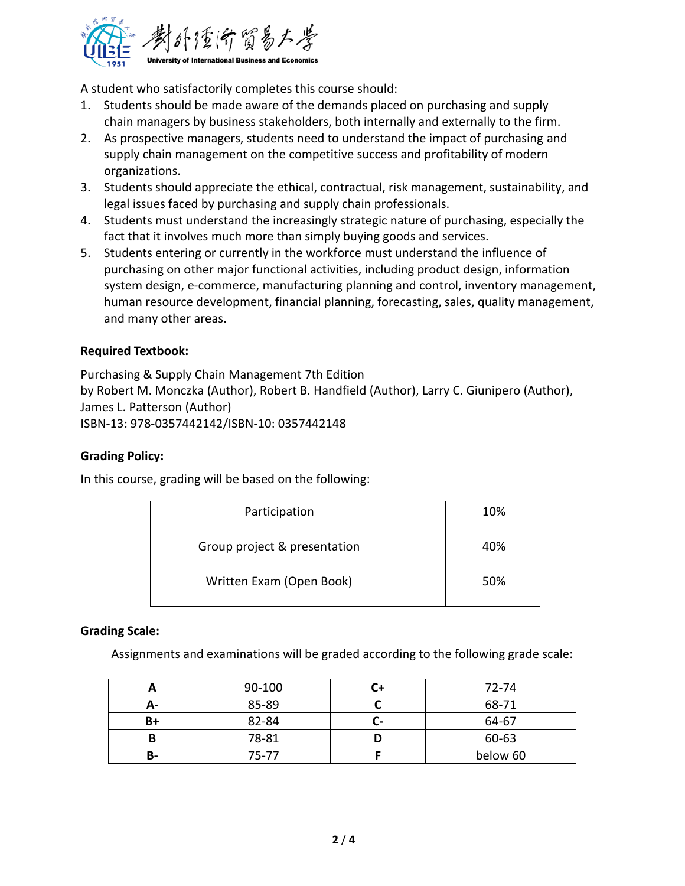A student who satisfactorily completes this course should:

1. Students should be made aware of the demands placed on purchasing and supply chain managers by business stakeholders, both internally and externally to the firm.
2. As prospective managers, students need to understand the impact of purchasing and supply chain management on the competitive success and profitability of modern organizations.
3. Students should appreciate the ethical, contractual, risk management, sustainability, and legal issues faced by purchasing and supply chain professionals.
4. Students must understand the increasingly strategic nature of purchasing, especially the fact that it involves much more than simply buying goods and services.
5. Students entering or currently in the workforce must understand the influence of purchasing on other major functional activities, including product design, information system design, e-commerce, manufacturing planning and control, inventory management, human resource development, financial planning, forecasting, sales, quality management, and many other areas.

**Required Textbook:**

Purchasing & Supply Chain Management 7th Edition
by Robert M. Monczka (Author), Robert B. Handfield (Author), Larry C. Giunipero (Author), James L. Patterson (Author)
ISBN-13: 978-0357442142/ISBN-10: 0357442148

**Grading Policy:**

In this course, grading will be based on the following:

| | |
|---|---|
| Participation | 10% |
| Group project & presentation | 40% |
| Written Exam (Open Book) | 50% |

**Grading Scale:**

Assignments and examinations will be graded according to the following grade scale:

| | | | |
|---|---|---|---|
| **A** | 90-100 | **C+** | 72-74 |
| **A-** | 85-89 | **C** | 68-71 |
| **B+** | 82-84 | **C-** | 64-67 |
| **B** | 78-81 | **D** | 60-63 |
| **B-** | 75-77 | **F** | below 60 |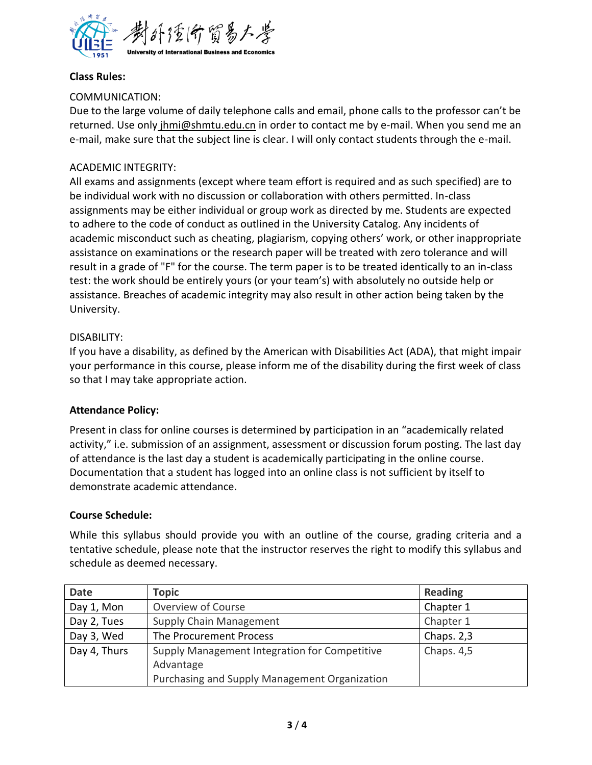**Class Rules:**

COMMUNICATION:
Due to the large volume of daily telephone calls and email, phone calls to the professor can't be returned. Use only jhmi@shmtu.edu.cn in order to contact me by e-mail. When you send me an e-mail, make sure that the subject line is clear. I will only contact students through the e-mail.

ACADEMIC INTEGRITY:
All exams and assignments (except where team effort is required and as such specified) are to be individual work with no discussion or collaboration with others permitted. In-class assignments may be either individual or group work as directed by me. Students are expected to adhere to the code of conduct as outlined in the University Catalog. Any incidents of academic misconduct such as cheating, plagiarism, copying others' work, or other inappropriate assistance on examinations or the research paper will be treated with zero tolerance and will result in a grade of "F" for the course. The term paper is to be treated identically to an in-class test: the work should be entirely yours (or your team's) with absolutely no outside help or assistance. Breaches of academic integrity may also result in other action being taken by the University.

DISABILITY:
If you have a disability, as defined by the American with Disabilities Act (ADA), that might impair your performance in this course, please inform me of the disability during the first week of class so that I may take appropriate action.

**Attendance Policy:**

Present in class for online courses is determined by participation in an "academically related activity," i.e. submission of an assignment, assessment or discussion forum posting. The last day of attendance is the last day a student is academically participating in the online course. Documentation that a student has logged into an online class is not sufficient by itself to demonstrate academic attendance.

**Course Schedule:**

While this syllabus should provide you with an outline of the course, grading criteria and a tentative schedule, please note that the instructor reserves the right to modify this syllabus and schedule as deemed necessary.

| Date | Topic | Reading |
|---|---|---|
| Day 1, Mon | Overview of Course | Chapter 1 |
| Day 2, Tues | Supply Chain Management | Chapter 1 |
| Day 3, Wed | The Procurement Process | Chaps. 2,3 |
| Day 4, Thurs | Supply Management Integration for Competitive Advantage<br>Purchasing and Supply Management Organization | Chaps. 4,5 |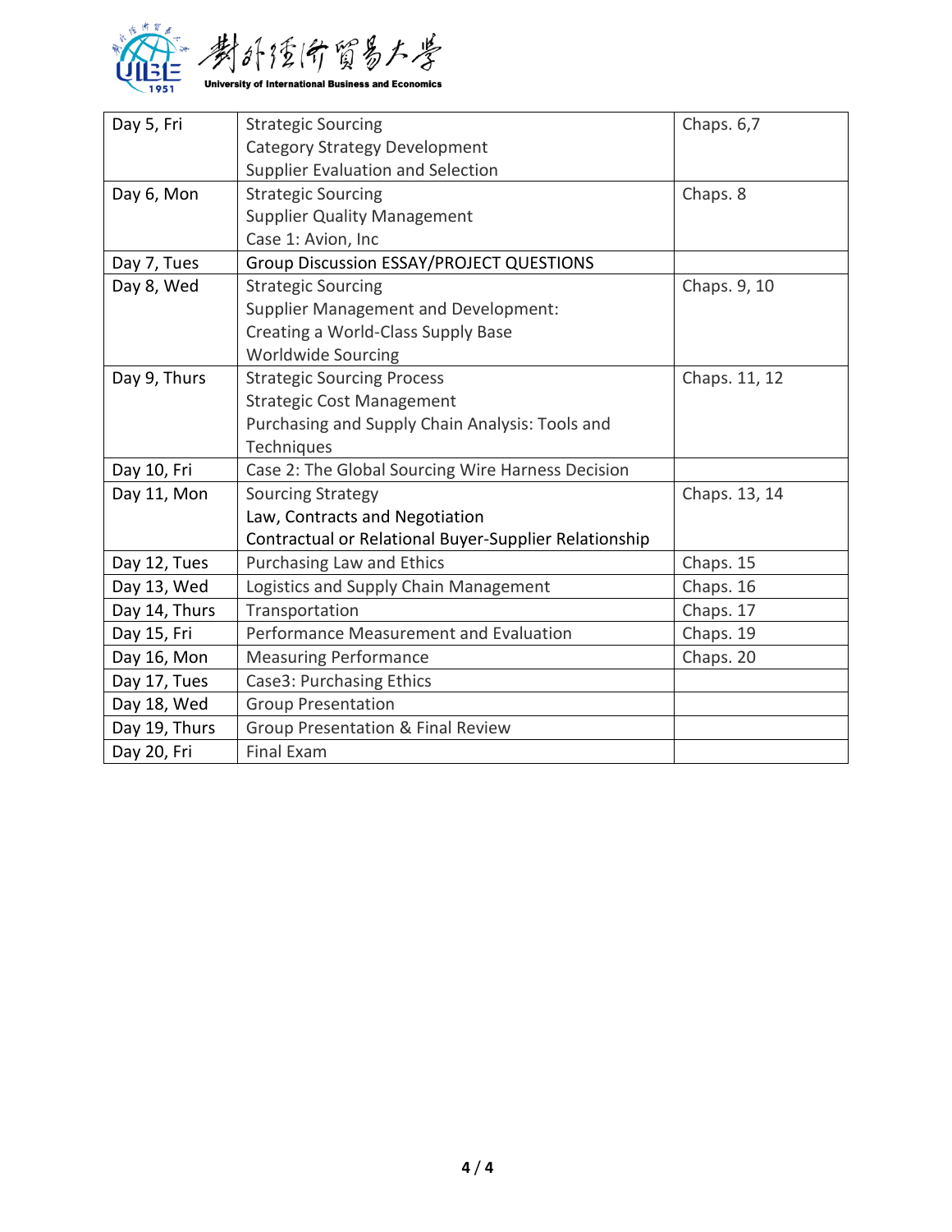| | | |
|---|---|---|
| Day 5, Fri | Strategic Sourcing<br>Category Strategy Development<br>Supplier Evaluation and Selection | Chaps. 6,7 |
| Day 6, Mon | Strategic Sourcing<br>Supplier Quality Management<br>Case 1: Avion, Inc | Chaps. 8 |
| Day 7, Tues | Group Discussion ESSAY/PROJECT QUESTIONS | |
| Day 8, Wed | Strategic Sourcing<br>Supplier Management and Development:<br>Creating a World-Class Supply Base<br>Worldwide Sourcing | Chaps. 9, 10 |
| Day 9, Thurs | Strategic Sourcing Process<br>Strategic Cost Management<br>Purchasing and Supply Chain Analysis: Tools and Techniques | Chaps. 11, 12 |
| Day 10, Fri | Case 2: The Global Sourcing Wire Harness Decision | |
| Day 11, Mon | Sourcing Strategy<br>Law, Contracts and Negotiation<br>Contractual or Relational Buyer-Supplier Relationship | Chaps. 13, 14 |
| Day 12, Tues | Purchasing Law and Ethics | Chaps. 15 |
| Day 13, Wed | Logistics and Supply Chain Management | Chaps. 16 |
| Day 14, Thurs | Transportation | Chaps. 17 |
| Day 15, Fri | Performance Measurement and Evaluation | Chaps. 19 |
| Day 16, Mon | Measuring Performance | Chaps. 20 |
| Day 17, Tues | Case3: Purchasing Ethics | |
| Day 18, Wed | Group Presentation | |
| Day 19, Thurs | Group Presentation & Final Review | |
| Day 20, Fri | Final Exam | |